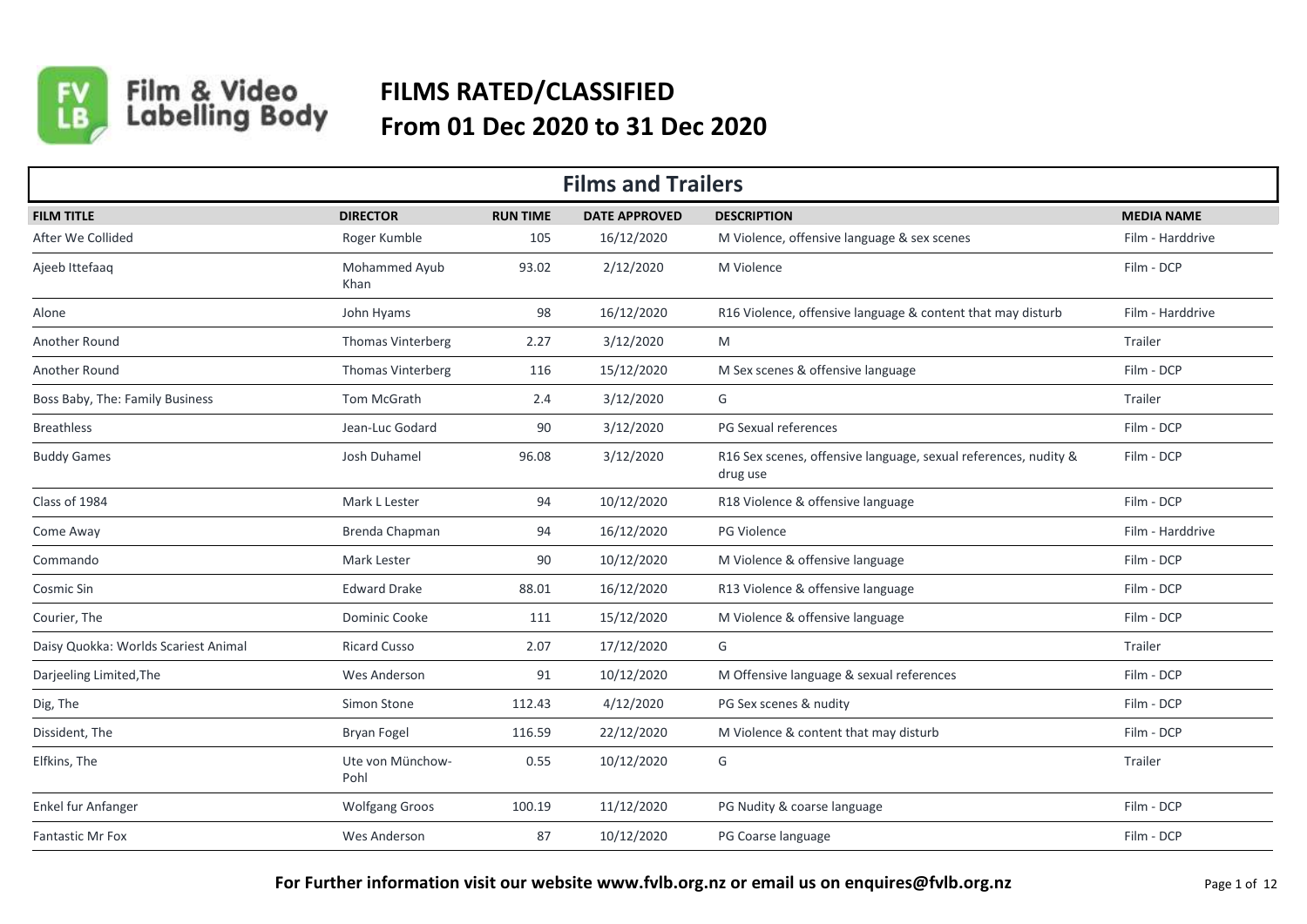# FILMS RATED/CLASSIFIED
## From 01 Dec 2020 to 31 Dec 2020

## Films and Trailers

| FILM TITLE | DIRECTOR | RUN TIME | DATE APPROVED | DESCRIPTION | MEDIA NAME |
|---|---|---|---|---|---|
| After We Collided | Roger Kumble | 105 | 16/12/2020 | M Violence, offensive language & sex scenes | Film - Harddrive |
| Ajeeb Ittefaaq | Mohammed Ayub Khan | 93.02 | 2/12/2020 | M Violence | Film - DCP |
| Alone | John Hyams | 98 | 16/12/2020 | R16 Violence, offensive language & content that may disturb | Film - Harddrive |
| Another Round | Thomas Vinterberg | 2.27 | 3/12/2020 | M | Trailer |
| Another Round | Thomas Vinterberg | 116 | 15/12/2020 | M Sex scenes & offensive language | Film - DCP |
| Boss Baby, The: Family Business | Tom McGrath | 2.4 | 3/12/2020 | G | Trailer |
| Breathless | Jean-Luc Godard | 90 | 3/12/2020 | PG Sexual references | Film - DCP |
| Buddy Games | Josh Duhamel | 96.08 | 3/12/2020 | R16 Sex scenes, offensive language, sexual references, nudity & drug use | Film - DCP |
| Class of 1984 | Mark L Lester | 94 | 10/12/2020 | R18 Violence & offensive language | Film - DCP |
| Come Away | Brenda Chapman | 94 | 16/12/2020 | PG Violence | Film - Harddrive |
| Commando | Mark Lester | 90 | 10/12/2020 | M Violence & offensive language | Film - DCP |
| Cosmic Sin | Edward Drake | 88.01 | 16/12/2020 | R13 Violence & offensive language | Film - DCP |
| Courier, The | Dominic Cooke | 111 | 15/12/2020 | M Violence & offensive language | Film - DCP |
| Daisy Quokka: Worlds Scariest Animal | Ricard Cusso | 2.07 | 17/12/2020 | G | Trailer |
| Darjeeling Limited,The | Wes Anderson | 91 | 10/12/2020 | M Offensive language & sexual references | Film - DCP |
| Dig, The | Simon Stone | 112.43 | 4/12/2020 | PG Sex scenes & nudity | Film - DCP |
| Dissident, The | Bryan Fogel | 116.59 | 22/12/2020 | M Violence & content that may disturb | Film - DCP |
| Elfkins, The | Ute von Münchow-Pohl | 0.55 | 10/12/2020 | G | Trailer |
| Enkel fur Anfanger | Wolfgang Groos | 100.19 | 11/12/2020 | PG Nudity & coarse language | Film - DCP |
| Fantastic Mr Fox | Wes Anderson | 87 | 10/12/2020 | PG Coarse language | Film - DCP |

**For Further information visit our website www.fvlb.org.nz or email us on enquires@fvlb.org.nz**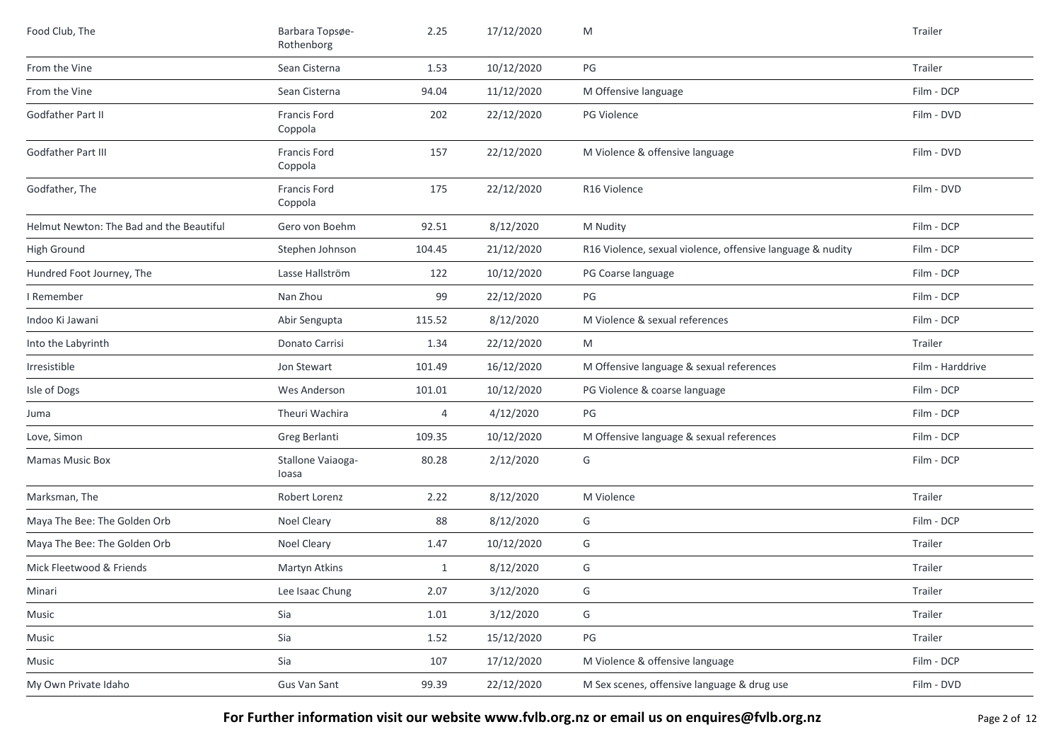| | | | | | |
|---|---|---|---|---|---|
| Food Club, The | Barbara Topsøe-Rothenborg | 2.25 | 17/12/2020 | M | Trailer |
| From the Vine | Sean Cisterna | 1.53 | 10/12/2020 | PG | Trailer |
| From the Vine | Sean Cisterna | 94.04 | 11/12/2020 | M Offensive language | Film - DCP |
| Godfather Part II | Francis Ford Coppola | 202 | 22/12/2020 | PG Violence | Film - DVD |
| Godfather Part III | Francis Ford Coppola | 157 | 22/12/2020 | M Violence & offensive language | Film - DVD |
| Godfather, The | Francis Ford Coppola | 175 | 22/12/2020 | R16 Violence | Film - DVD |
| Helmut Newton: The Bad and the Beautiful | Gero von Boehm | 92.51 | 8/12/2020 | M Nudity | Film - DCP |
| High Ground | Stephen Johnson | 104.45 | 21/12/2020 | R16 Violence, sexual violence, offensive language & nudity | Film - DCP |
| Hundred Foot Journey, The | Lasse Hallström | 122 | 10/12/2020 | PG Coarse language | Film - DCP |
| I Remember | Nan Zhou | 99 | 22/12/2020 | PG | Film - DCP |
| Indoo Ki Jawani | Abir Sengupta | 115.52 | 8/12/2020 | M Violence & sexual references | Film - DCP |
| Into the Labyrinth | Donato Carrisi | 1.34 | 22/12/2020 | M | Trailer |
| Irresistible | Jon Stewart | 101.49 | 16/12/2020 | M Offensive language & sexual references | Film - Harddrive |
| Isle of Dogs | Wes Anderson | 101.01 | 10/12/2020 | PG Violence & coarse language | Film - DCP |
| Juma | Theuri Wachira | 4 | 4/12/2020 | PG | Film - DCP |
| Love, Simon | Greg Berlanti | 109.35 | 10/12/2020 | M Offensive language & sexual references | Film - DCP |
| Mamas Music Box | Stallone Vaiaoga-Ioasa | 80.28 | 2/12/2020 | G | Film - DCP |
| Marksman, The | Robert Lorenz | 2.22 | 8/12/2020 | M Violence | Trailer |
| Maya The Bee: The Golden Orb | Noel Cleary | 88 | 8/12/2020 | G | Film - DCP |
| Maya The Bee: The Golden Orb | Noel Cleary | 1.47 | 10/12/2020 | G | Trailer |
| Mick Fleetwood & Friends | Martyn Atkins | 1 | 8/12/2020 | G | Trailer |
| Minari | Lee Isaac Chung | 2.07 | 3/12/2020 | G | Trailer |
| Music | Sia | 1.01 | 3/12/2020 | G | Trailer |
| Music | Sia | 1.52 | 15/12/2020 | PG | Trailer |
| Music | Sia | 107 | 17/12/2020 | M Violence & offensive language | Film - DCP |
| My Own Private Idaho | Gus Van Sant | 99.39 | 22/12/2020 | M Sex scenes, offensive language & drug use | Film - DVD |

**For Further information visit our website www.fvlb.org.nz or email us on enquires@fvlb.org.nz**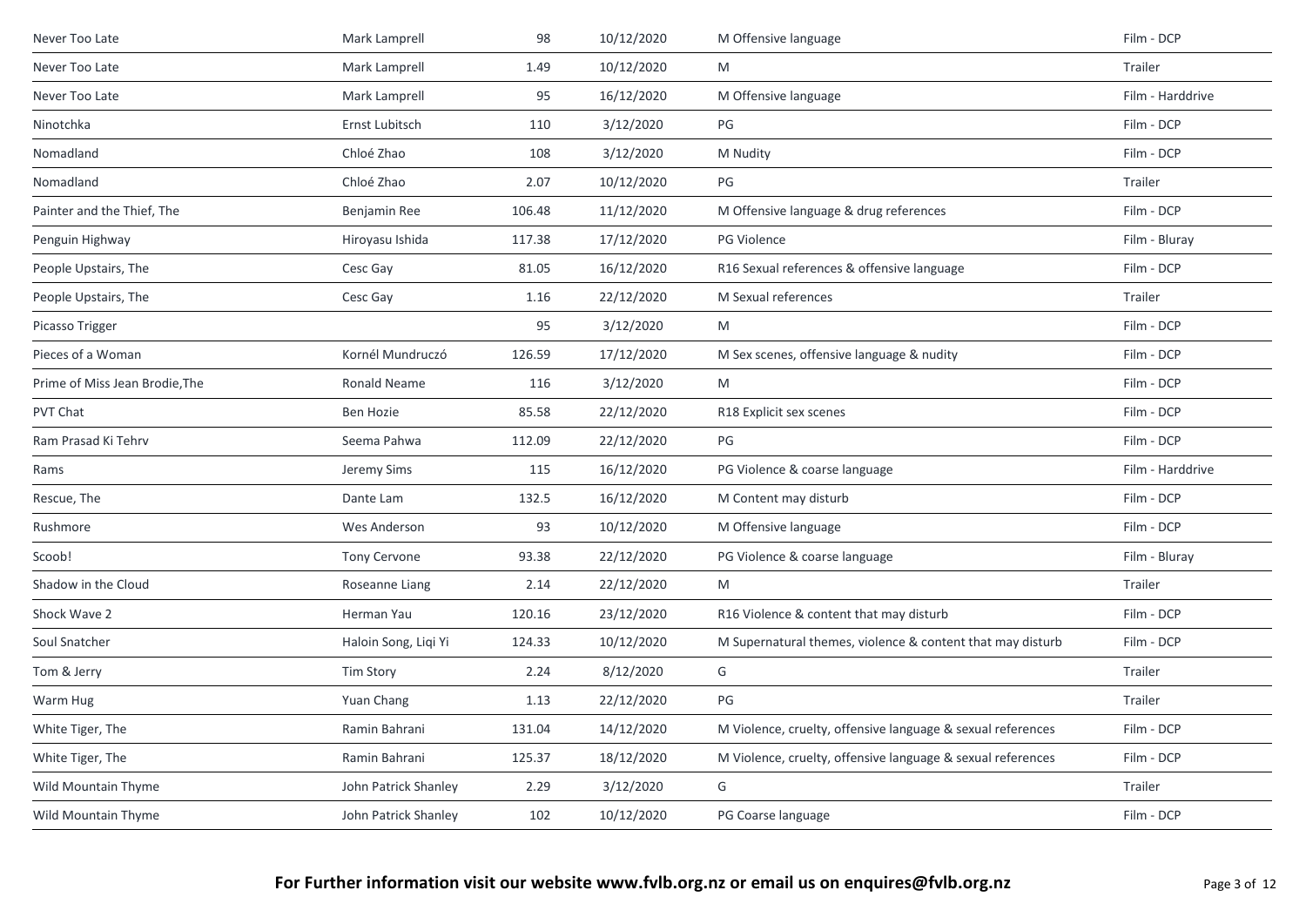| | | | | | |
|---|---|---|---|---|---|
| Never Too Late | Mark Lamprell | 98 | 10/12/2020 | M Offensive language | Film - DCP |
| Never Too Late | Mark Lamprell | 1.49 | 10/12/2020 | M | Trailer |
| Never Too Late | Mark Lamprell | 95 | 16/12/2020 | M Offensive language | Film - Harddrive |
| Ninotchka | Ernst Lubitsch | 110 | 3/12/2020 | PG | Film - DCP |
| Nomadland | Chloé Zhao | 108 | 3/12/2020 | M Nudity | Film - DCP |
| Nomadland | Chloé Zhao | 2.07 | 10/12/2020 | PG | Trailer |
| Painter and the Thief, The | Benjamin Ree | 106.48 | 11/12/2020 | M Offensive language & drug references | Film - DCP |
| Penguin Highway | Hiroyasu Ishida | 117.38 | 17/12/2020 | PG Violence | Film - Bluray |
| People Upstairs, The | Cesc Gay | 81.05 | 16/12/2020 | R16 Sexual references & offensive language | Film - DCP |
| People Upstairs, The | Cesc Gay | 1.16 | 22/12/2020 | M Sexual references | Trailer |
| Picasso Trigger | | 95 | 3/12/2020 | M | Film - DCP |
| Pieces of a Woman | Kornél Mundruczó | 126.59 | 17/12/2020 | M Sex scenes, offensive language & nudity | Film - DCP |
| Prime of Miss Jean Brodie,The | Ronald Neame | 116 | 3/12/2020 | M | Film - DCP |
| PVT Chat | Ben Hozie | 85.58 | 22/12/2020 | R18 Explicit sex scenes | Film - DCP |
| Ram Prasad Ki Tehrv | Seema Pahwa | 112.09 | 22/12/2020 | PG | Film - DCP |
| Rams | Jeremy Sims | 115 | 16/12/2020 | PG Violence & coarse language | Film - Harddrive |
| Rescue, The | Dante Lam | 132.5 | 16/12/2020 | M Content may disturb | Film - DCP |
| Rushmore | Wes Anderson | 93 | 10/12/2020 | M Offensive language | Film - DCP |
| Scoob! | Tony Cervone | 93.38 | 22/12/2020 | PG Violence & coarse language | Film - Bluray |
| Shadow in the Cloud | Roseanne Liang | 2.14 | 22/12/2020 | M | Trailer |
| Shock Wave 2 | Herman Yau | 120.16 | 23/12/2020 | R16 Violence & content that may disturb | Film - DCP |
| Soul Snatcher | Haloin Song, Liqi Yi | 124.33 | 10/12/2020 | M Supernatural themes, violence & content that may disturb | Film - DCP |
| Tom & Jerry | Tim Story | 2.24 | 8/12/2020 | G | Trailer |
| Warm Hug | Yuan Chang | 1.13 | 22/12/2020 | PG | Trailer |
| White Tiger, The | Ramin Bahrani | 131.04 | 14/12/2020 | M Violence, cruelty, offensive language & sexual references | Film - DCP |
| White Tiger, The | Ramin Bahrani | 125.37 | 18/12/2020 | M Violence, cruelty, offensive language & sexual references | Film - DCP |
| Wild Mountain Thyme | John Patrick Shanley | 2.29 | 3/12/2020 | G | Trailer |
| Wild Mountain Thyme | John Patrick Shanley | 102 | 10/12/2020 | PG Coarse language | Film - DCP |

**For Further information visit our website www.fvlb.org.nz or email us on enquires@fvlb.org.nz**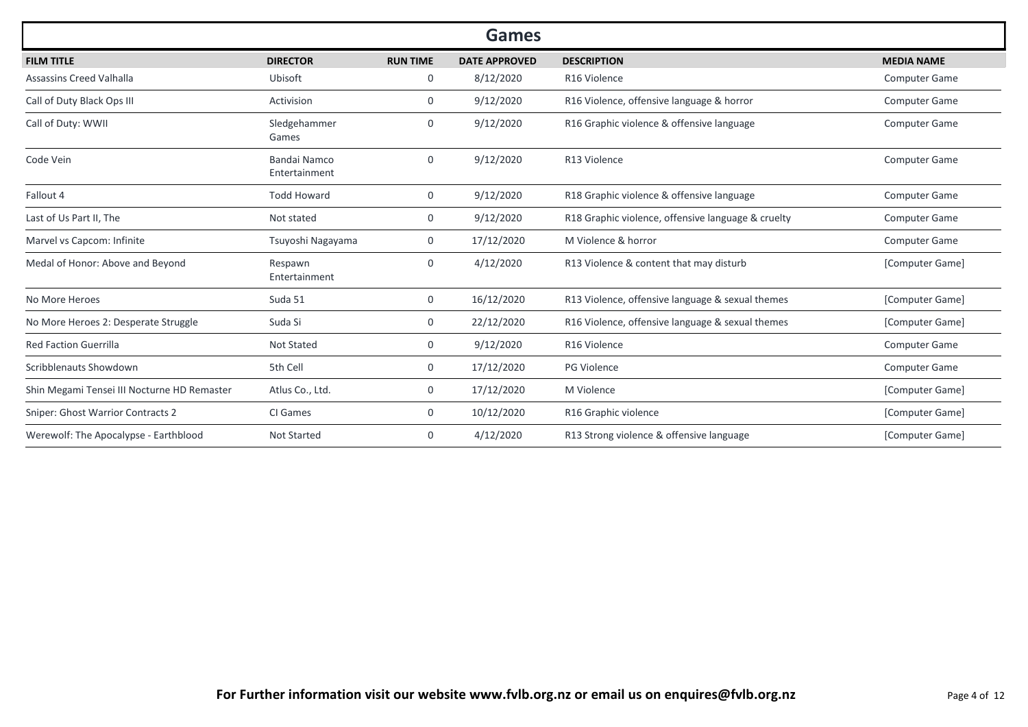## Games

| FILM TITLE | DIRECTOR | RUN TIME | DATE APPROVED | DESCRIPTION | MEDIA NAME |
|---|---|---|---|---|---|
| Assassins Creed Valhalla | Ubisoft | 0 | 8/12/2020 | R16 Violence | Computer Game |
| Call of Duty Black Ops III | Activision | 0 | 9/12/2020 | R16 Violence, offensive language & horror | Computer Game |
| Call of Duty: WWII | Sledgehammer Games | 0 | 9/12/2020 | R16 Graphic violence & offensive language | Computer Game |
| Code Vein | Bandai Namco Entertainment | 0 | 9/12/2020 | R13 Violence | Computer Game |
| Fallout 4 | Todd Howard | 0 | 9/12/2020 | R18 Graphic violence & offensive language | Computer Game |
| Last of Us Part II, The | Not stated | 0 | 9/12/2020 | R18 Graphic violence, offensive language & cruelty | Computer Game |
| Marvel vs Capcom: Infinite | Tsuyoshi Nagayama | 0 | 17/12/2020 | M Violence & horror | Computer Game |
| Medal of Honor: Above and Beyond | Respawn Entertainment | 0 | 4/12/2020 | R13 Violence & content that may disturb | [Computer Game] |
| No More Heroes | Suda 51 | 0 | 16/12/2020 | R13 Violence, offensive language & sexual themes | [Computer Game] |
| No More Heroes 2: Desperate Struggle | Suda Si | 0 | 22/12/2020 | R16 Violence, offensive language & sexual themes | [Computer Game] |
| Red Faction Guerrilla | Not Stated | 0 | 9/12/2020 | R16 Violence | Computer Game |
| Scribblenauts Showdown | 5th Cell | 0 | 17/12/2020 | PG Violence | Computer Game |
| Shin Megami Tensei III Nocturne HD Remaster | Atlus Co., Ltd. | 0 | 17/12/2020 | M Violence | [Computer Game] |
| Sniper: Ghost Warrior Contracts 2 | CI Games | 0 | 10/12/2020 | R16 Graphic violence | [Computer Game] |
| Werewolf: The Apocalypse - Earthblood | Not Started | 0 | 4/12/2020 | R13 Strong violence & offensive language | [Computer Game] |

**For Further information visit our website www.fvlb.org.nz or email us on enquires@fvlb.org.nz**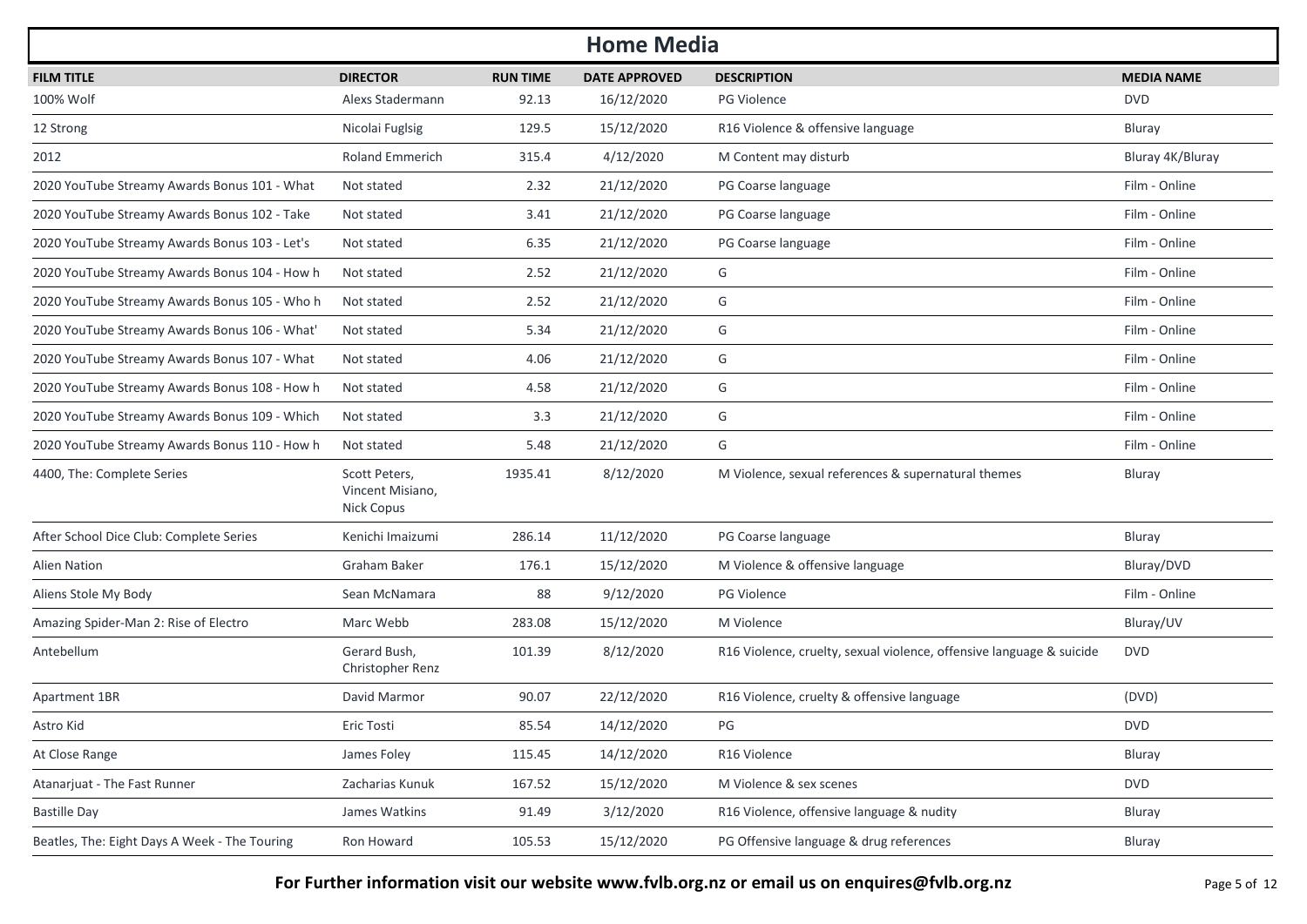# Home Media

| FILM TITLE | DIRECTOR | RUN TIME | DATE APPROVED | DESCRIPTION | MEDIA NAME |
|---|---|---|---|---|---|
| 100% Wolf | Alexs Stadermann | 92.13 | 16/12/2020 | PG Violence | DVD |
| 12 Strong | Nicolai Fuglsig | 129.5 | 15/12/2020 | R16 Violence & offensive language | Bluray |
| 2012 | Roland Emmerich | 315.4 | 4/12/2020 | M Content may disturb | Bluray 4K/Bluray |
| 2020 YouTube Streamy Awards Bonus 101 - What | Not stated | 2.32 | 21/12/2020 | PG Coarse language | Film - Online |
| 2020 YouTube Streamy Awards Bonus 102 - Take | Not stated | 3.41 | 21/12/2020 | PG Coarse language | Film - Online |
| 2020 YouTube Streamy Awards Bonus 103 - Let's | Not stated | 6.35 | 21/12/2020 | PG Coarse language | Film - Online |
| 2020 YouTube Streamy Awards Bonus 104 - How h | Not stated | 2.52 | 21/12/2020 | G | Film - Online |
| 2020 YouTube Streamy Awards Bonus 105 - Who h | Not stated | 2.52 | 21/12/2020 | G | Film - Online |
| 2020 YouTube Streamy Awards Bonus 106 - What' | Not stated | 5.34 | 21/12/2020 | G | Film - Online |
| 2020 YouTube Streamy Awards Bonus 107 - What | Not stated | 4.06 | 21/12/2020 | G | Film - Online |
| 2020 YouTube Streamy Awards Bonus 108 - How h | Not stated | 4.58 | 21/12/2020 | G | Film - Online |
| 2020 YouTube Streamy Awards Bonus 109 - Which | Not stated | 3.3 | 21/12/2020 | G | Film - Online |
| 2020 YouTube Streamy Awards Bonus 110 - How h | Not stated | 5.48 | 21/12/2020 | G | Film - Online |
| 4400, The: Complete Series | Scott Peters, Vincent Misiano, Nick Copus | 1935.41 | 8/12/2020 | M Violence, sexual references & supernatural themes | Bluray |
| After School Dice Club: Complete Series | Kenichi Imaizumi | 286.14 | 11/12/2020 | PG Coarse language | Bluray |
| Alien Nation | Graham Baker | 176.1 | 15/12/2020 | M Violence & offensive language | Bluray/DVD |
| Aliens Stole My Body | Sean McNamara | 88 | 9/12/2020 | PG Violence | Film - Online |
| Amazing Spider-Man 2: Rise of Electro | Marc Webb | 283.08 | 15/12/2020 | M Violence | Bluray/UV |
| Antebellum | Gerard Bush, Christopher Renz | 101.39 | 8/12/2020 | R16 Violence, cruelty, sexual violence, offensive language & suicide | DVD |
| Apartment 1BR | David Marmor | 90.07 | 22/12/2020 | R16 Violence, cruelty & offensive language | (DVD) |
| Astro Kid | Eric Tosti | 85.54 | 14/12/2020 | PG | DVD |
| At Close Range | James Foley | 115.45 | 14/12/2020 | R16 Violence | Bluray |
| Atanarjuat - The Fast Runner | Zacharias Kunuk | 167.52 | 15/12/2020 | M Violence & sex scenes | DVD |
| Bastille Day | James Watkins | 91.49 | 3/12/2020 | R16 Violence, offensive language & nudity | Bluray |
| Beatles, The: Eight Days A Week - The Touring | Ron Howard | 105.53 | 15/12/2020 | PG Offensive language & drug references | Bluray |

**For Further information visit our website www.fvlb.org.nz or email us on enquires@fvlb.org.nz**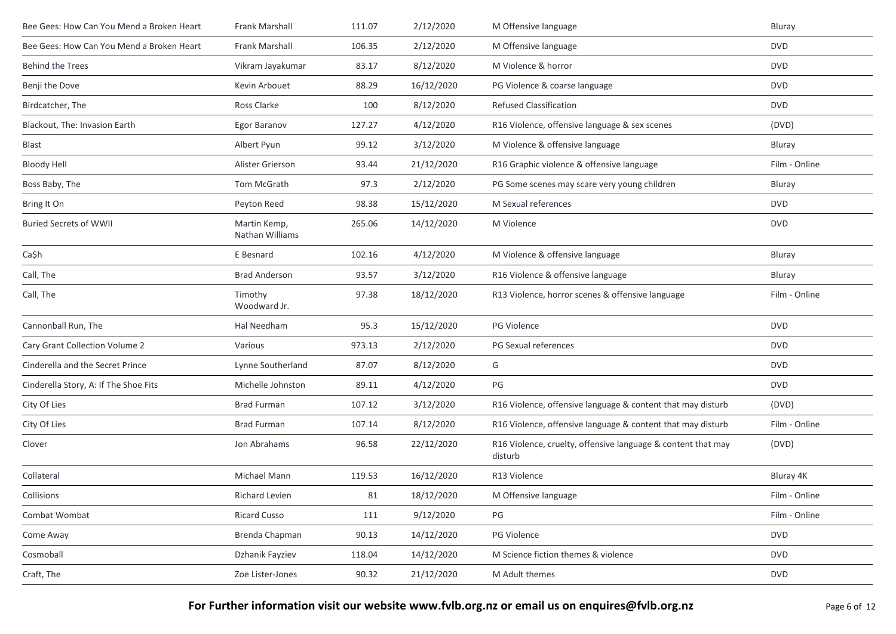| | | | | | |
|---|---|---|---|---|---|
| Bee Gees: How Can You Mend a Broken Heart | Frank Marshall | 111.07 | 2/12/2020 | M Offensive language | Bluray |
| Bee Gees: How Can You Mend a Broken Heart | Frank Marshall | 106.35 | 2/12/2020 | M Offensive language | DVD |
| Behind the Trees | Vikram Jayakumar | 83.17 | 8/12/2020 | M Violence & horror | DVD |
| Benji the Dove | Kevin Arbouet | 88.29 | 16/12/2020 | PG Violence & coarse language | DVD |
| Birdcatcher, The | Ross Clarke | 100 | 8/12/2020 | Refused Classification | DVD |
| Blackout, The: Invasion Earth | Egor Baranov | 127.27 | 4/12/2020 | R16 Violence, offensive language & sex scenes | (DVD) |
| Blast | Albert Pyun | 99.12 | 3/12/2020 | M Violence & offensive language | Bluray |
| Bloody Hell | Alister Grierson | 93.44 | 21/12/2020 | R16 Graphic violence & offensive language | Film - Online |
| Boss Baby, The | Tom McGrath | 97.3 | 2/12/2020 | PG Some scenes may scare very young children | Bluray |
| Bring It On | Peyton Reed | 98.38 | 15/12/2020 | M Sexual references | DVD |
| Buried Secrets of WWII | Martin Kemp, Nathan Williams | 265.06 | 14/12/2020 | M Violence | DVD |
| Ca$h | E Besnard | 102.16 | 4/12/2020 | M Violence & offensive language | Bluray |
| Call, The | Brad Anderson | 93.57 | 3/12/2020 | R16 Violence & offensive language | Bluray |
| Call, The | Timothy Woodward Jr. | 97.38 | 18/12/2020 | R13 Violence, horror scenes & offensive language | Film - Online |
| Cannonball Run, The | Hal Needham | 95.3 | 15/12/2020 | PG Violence | DVD |
| Cary Grant Collection Volume 2 | Various | 973.13 | 2/12/2020 | PG Sexual references | DVD |
| Cinderella and the Secret Prince | Lynne Southerland | 87.07 | 8/12/2020 | G | DVD |
| Cinderella Story, A: If The Shoe Fits | Michelle Johnston | 89.11 | 4/12/2020 | PG | DVD |
| City Of Lies | Brad Furman | 107.12 | 3/12/2020 | R16 Violence, offensive language & content that may disturb | (DVD) |
| City Of Lies | Brad Furman | 107.14 | 8/12/2020 | R16 Violence, offensive language & content that may disturb | Film - Online |
| Clover | Jon Abrahams | 96.58 | 22/12/2020 | R16 Violence, cruelty, offensive language & content that may disturb | (DVD) |
| Collateral | Michael Mann | 119.53 | 16/12/2020 | R13 Violence | Bluray 4K |
| Collisions | Richard Levien | 81 | 18/12/2020 | M Offensive language | Film - Online |
| Combat Wombat | Ricard Cusso | 111 | 9/12/2020 | PG | Film - Online |
| Come Away | Brenda Chapman | 90.13 | 14/12/2020 | PG Violence | DVD |
| Cosmoball | Dzhanik Fayziev | 118.04 | 14/12/2020 | M Science fiction themes & violence | DVD |
| Craft, The | Zoe Lister-Jones | 90.32 | 21/12/2020 | M Adult themes | DVD |

**For Further information visit our website www.fvlb.org.nz or email us on enquires@fvlb.org.nz**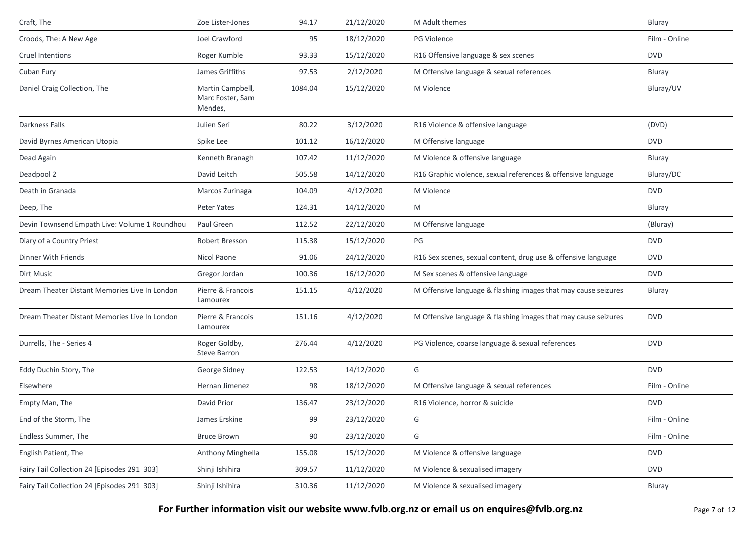| | | | | | |
|---|---|---|---|---|---|
| Craft, The | Zoe Lister-Jones | 94.17 | 21/12/2020 | M Adult themes | Bluray |
| Croods, The: A New Age | Joel Crawford | 95 | 18/12/2020 | PG Violence | Film - Online |
| Cruel Intentions | Roger Kumble | 93.33 | 15/12/2020 | R16 Offensive language & sex scenes | DVD |
| Cuban Fury | James Griffiths | 97.53 | 2/12/2020 | M Offensive language & sexual references | Bluray |
| Daniel Craig Collection, The | Martin Campbell, Marc Foster, Sam Mendes, | 1084.04 | 15/12/2020 | M Violence | Bluray/UV |
| Darkness Falls | Julien Seri | 80.22 | 3/12/2020 | R16 Violence & offensive language | (DVD) |
| David Byrnes American Utopia | Spike Lee | 101.12 | 16/12/2020 | M Offensive language | DVD |
| Dead Again | Kenneth Branagh | 107.42 | 11/12/2020 | M Violence & offensive language | Bluray |
| Deadpool 2 | David Leitch | 505.58 | 14/12/2020 | R16 Graphic violence, sexual references & offensive language | Bluray/DC |
| Death in Granada | Marcos Zurinaga | 104.09 | 4/12/2020 | M Violence | DVD |
| Deep, The | Peter Yates | 124.31 | 14/12/2020 | M | Bluray |
| Devin Townsend Empath Live: Volume 1 Roundhou | Paul Green | 112.52 | 22/12/2020 | M Offensive language | (Bluray) |
| Diary of a Country Priest | Robert Bresson | 115.38 | 15/12/2020 | PG | DVD |
| Dinner With Friends | Nicol Paone | 91.06 | 24/12/2020 | R16 Sex scenes, sexual content, drug use & offensive language | DVD |
| Dirt Music | Gregor Jordan | 100.36 | 16/12/2020 | M Sex scenes & offensive language | DVD |
| Dream Theater Distant Memories Live In London | Pierre & Francois Lamourex | 151.15 | 4/12/2020 | M Offensive language & flashing images that may cause seizures | Bluray |
| Dream Theater Distant Memories Live In London | Pierre & Francois Lamourex | 151.16 | 4/12/2020 | M Offensive language & flashing images that may cause seizures | DVD |
| Durrells, The - Series 4 | Roger Goldby, Steve Barron | 276.44 | 4/12/2020 | PG Violence, coarse language & sexual references | DVD |
| Eddy Duchin Story, The | George Sidney | 122.53 | 14/12/2020 | G | DVD |
| Elsewhere | Hernan Jimenez | 98 | 18/12/2020 | M Offensive language & sexual references | Film - Online |
| Empty Man, The | David Prior | 136.47 | 23/12/2020 | R16 Violence, horror & suicide | DVD |
| End of the Storm, The | James Erskine | 99 | 23/12/2020 | G | Film - Online |
| Endless Summer, The | Bruce Brown | 90 | 23/12/2020 | G | Film - Online |
| English Patient, The | Anthony Minghella | 155.08 | 15/12/2020 | M Violence & offensive language | DVD |
| Fairy Tail Collection 24 [Episodes 291 303] | Shinji Ishihira | 309.57 | 11/12/2020 | M Violence & sexualised imagery | DVD |
| Fairy Tail Collection 24 [Episodes 291 303] | Shinji Ishihira | 310.36 | 11/12/2020 | M Violence & sexualised imagery | Bluray |

**For Further information visit our website www.fvlb.org.nz or email us on enquires@fvlb.org.nz**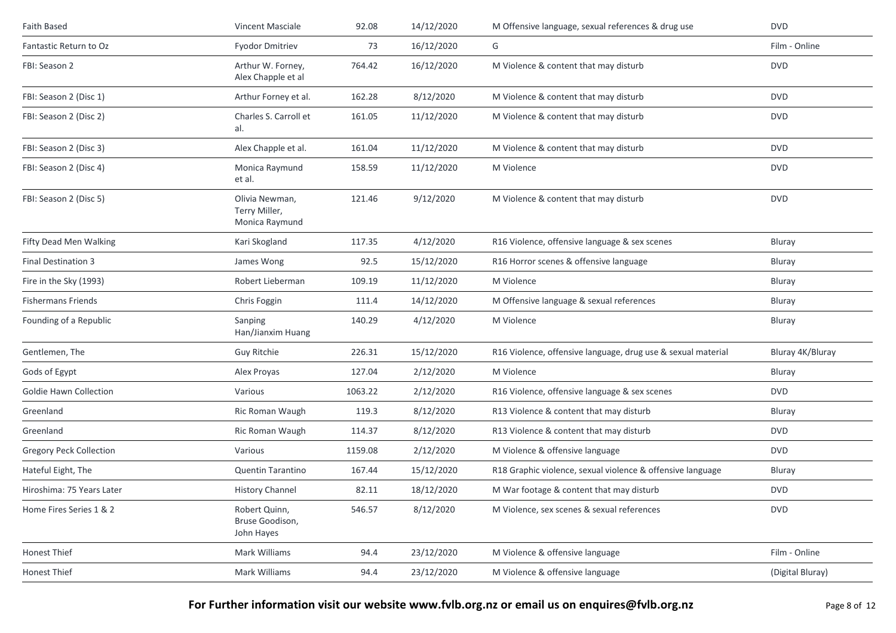| Faith Based | Vincent Masciale | 92.08 | 14/12/2020 | M Offensive language, sexual references & drug use | DVD |
|---|---|---|---|---|---|
| Fantastic Return to Oz | Fyodor Dmitriev | 73 | 16/12/2020 | G | Film - Online |
| FBI: Season 2 | Arthur W. Forney, Alex Chapple et al | 764.42 | 16/12/2020 | M Violence & content that may disturb | DVD |
| FBI: Season 2 (Disc 1) | Arthur Forney et al. | 162.28 | 8/12/2020 | M Violence & content that may disturb | DVD |
| FBI: Season 2 (Disc 2) | Charles S. Carroll et al. | 161.05 | 11/12/2020 | M Violence & content that may disturb | DVD |
| FBI: Season 2 (Disc 3) | Alex Chapple et al. | 161.04 | 11/12/2020 | M Violence & content that may disturb | DVD |
| FBI: Season 2 (Disc 4) | Monica Raymund et al. | 158.59 | 11/12/2020 | M Violence | DVD |
| FBI: Season 2 (Disc 5) | Olivia Newman, Terry Miller, Monica Raymund | 121.46 | 9/12/2020 | M Violence & content that may disturb | DVD |
| Fifty Dead Men Walking | Kari Skogland | 117.35 | 4/12/2020 | R16 Violence, offensive language & sex scenes | Bluray |
| Final Destination 3 | James Wong | 92.5 | 15/12/2020 | R16 Horror scenes & offensive language | Bluray |
| Fire in the Sky (1993) | Robert Lieberman | 109.19 | 11/12/2020 | M Violence | Bluray |
| Fishermans Friends | Chris Foggin | 111.4 | 14/12/2020 | M Offensive language & sexual references | Bluray |
| Founding of a Republic | Sanping Han/Jianxim Huang | 140.29 | 4/12/2020 | M Violence | Bluray |
| Gentlemen, The | Guy Ritchie | 226.31 | 15/12/2020 | R16 Violence, offensive language, drug use & sexual material | Bluray 4K/Bluray |
| Gods of Egypt | Alex Proyas | 127.04 | 2/12/2020 | M Violence | Bluray |
| Goldie Hawn Collection | Various | 1063.22 | 2/12/2020 | R16 Violence, offensive language & sex scenes | DVD |
| Greenland | Ric Roman Waugh | 119.3 | 8/12/2020 | R13 Violence & content that may disturb | Bluray |
| Greenland | Ric Roman Waugh | 114.37 | 8/12/2020 | R13 Violence & content that may disturb | DVD |
| Gregory Peck Collection | Various | 1159.08 | 2/12/2020 | M Violence & offensive language | DVD |
| Hateful Eight, The | Quentin Tarantino | 167.44 | 15/12/2020 | R18 Graphic violence, sexual violence & offensive language | Bluray |
| Hiroshima: 75 Years Later | History Channel | 82.11 | 18/12/2020 | M War footage & content that may disturb | DVD |
| Home Fires Series 1 & 2 | Robert Quinn, Bruse Goodison, John Hayes | 546.57 | 8/12/2020 | M Violence, sex scenes & sexual references | DVD |
| Honest Thief | Mark Williams | 94.4 | 23/12/2020 | M Violence & offensive language | Film - Online |
| Honest Thief | Mark Williams | 94.4 | 23/12/2020 | M Violence & offensive language | (Digital Bluray) |

**For Further information visit our website www.fvlb.org.nz or email us on enquires@fvlb.org.nz**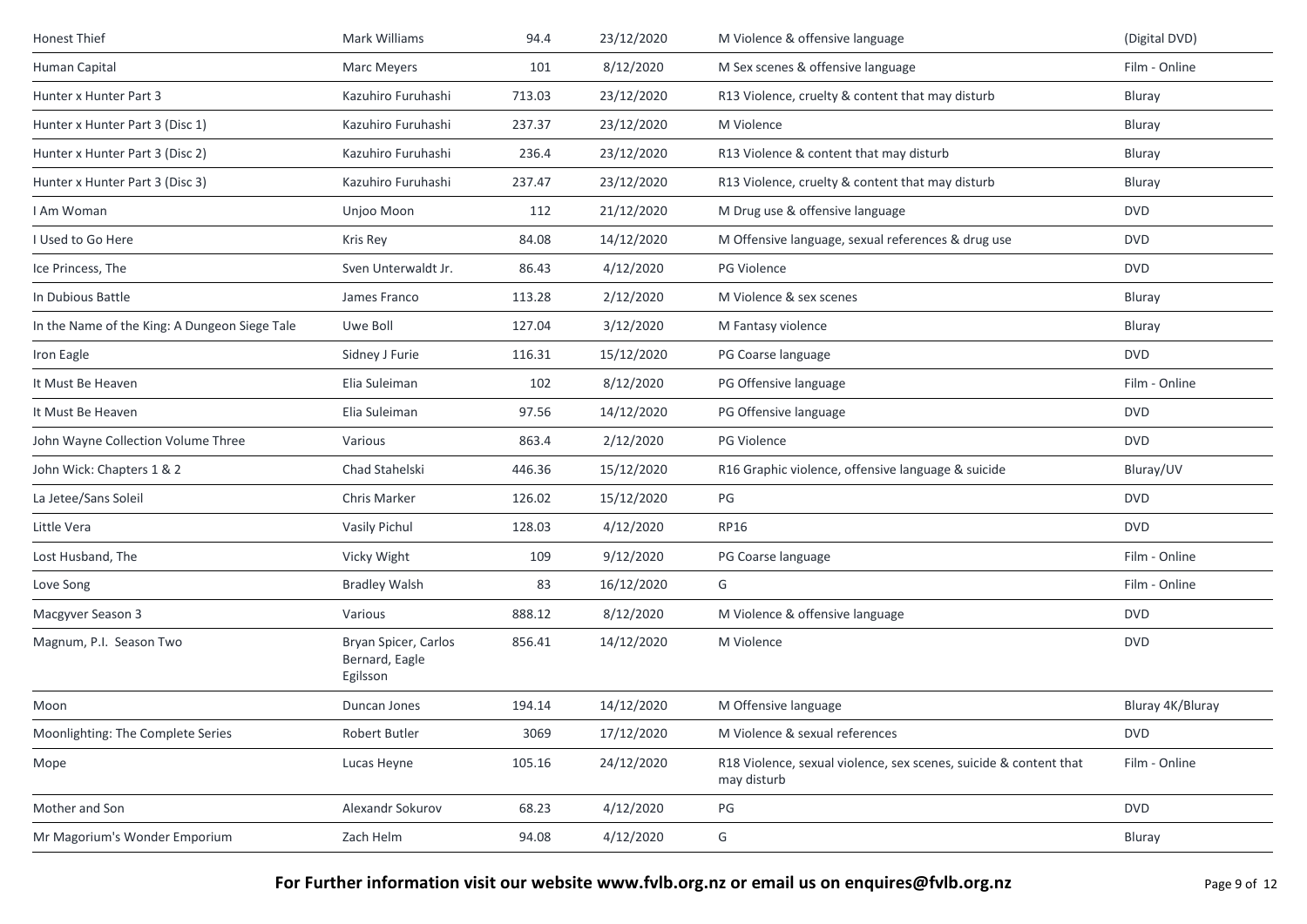| | | | | | |
|---|---|---|---|---|---|
| Honest Thief | Mark Williams | 94.4 | 23/12/2020 | M Violence & offensive language | (Digital DVD) |
| Human Capital | Marc Meyers | 101 | 8/12/2020 | M Sex scenes & offensive language | Film - Online |
| Hunter x Hunter Part 3 | Kazuhiro Furuhashi | 713.03 | 23/12/2020 | R13 Violence, cruelty & content that may disturb | Bluray |
| Hunter x Hunter Part 3 (Disc 1) | Kazuhiro Furuhashi | 237.37 | 23/12/2020 | M Violence | Bluray |
| Hunter x Hunter Part 3 (Disc 2) | Kazuhiro Furuhashi | 236.4 | 23/12/2020 | R13 Violence & content that may disturb | Bluray |
| Hunter x Hunter Part 3 (Disc 3) | Kazuhiro Furuhashi | 237.47 | 23/12/2020 | R13 Violence, cruelty & content that may disturb | Bluray |
| I Am Woman | Unjoo Moon | 112 | 21/12/2020 | M Drug use & offensive language | DVD |
| I Used to Go Here | Kris Rey | 84.08 | 14/12/2020 | M Offensive language, sexual references & drug use | DVD |
| Ice Princess, The | Sven Unterwaldt Jr. | 86.43 | 4/12/2020 | PG Violence | DVD |
| In Dubious Battle | James Franco | 113.28 | 2/12/2020 | M Violence & sex scenes | Bluray |
| In the Name of the King: A Dungeon Siege Tale | Uwe Boll | 127.04 | 3/12/2020 | M Fantasy violence | Bluray |
| Iron Eagle | Sidney J Furie | 116.31 | 15/12/2020 | PG Coarse language | DVD |
| It Must Be Heaven | Elia Suleiman | 102 | 8/12/2020 | PG Offensive language | Film - Online |
| It Must Be Heaven | Elia Suleiman | 97.56 | 14/12/2020 | PG Offensive language | DVD |
| John Wayne Collection Volume Three | Various | 863.4 | 2/12/2020 | PG Violence | DVD |
| John Wick: Chapters 1 & 2 | Chad Stahelski | 446.36 | 15/12/2020 | R16 Graphic violence, offensive language & suicide | Bluray/UV |
| La Jetee/Sans Soleil | Chris Marker | 126.02 | 15/12/2020 | PG | DVD |
| Little Vera | Vasily Pichul | 128.03 | 4/12/2020 | RP16 | DVD |
| Lost Husband, The | Vicky Wight | 109 | 9/12/2020 | PG Coarse language | Film - Online |
| Love Song | Bradley Walsh | 83 | 16/12/2020 | G | Film - Online |
| Macgyver Season 3 | Various | 888.12 | 8/12/2020 | M Violence & offensive language | DVD |
| Magnum, P.I. Season Two | Bryan Spicer, Carlos Bernard, Eagle Egilsson | 856.41 | 14/12/2020 | M Violence | DVD |
| Moon | Duncan Jones | 194.14 | 14/12/2020 | M Offensive language | Bluray 4K/Bluray |
| Moonlighting: The Complete Series | Robert Butler | 3069 | 17/12/2020 | M Violence & sexual references | DVD |
| Mope | Lucas Heyne | 105.16 | 24/12/2020 | R18 Violence, sexual violence, sex scenes, suicide & content that may disturb | Film - Online |
| Mother and Son | Alexandr Sokurov | 68.23 | 4/12/2020 | PG | DVD |
| Mr Magorium's Wonder Emporium | Zach Helm | 94.08 | 4/12/2020 | G | Bluray |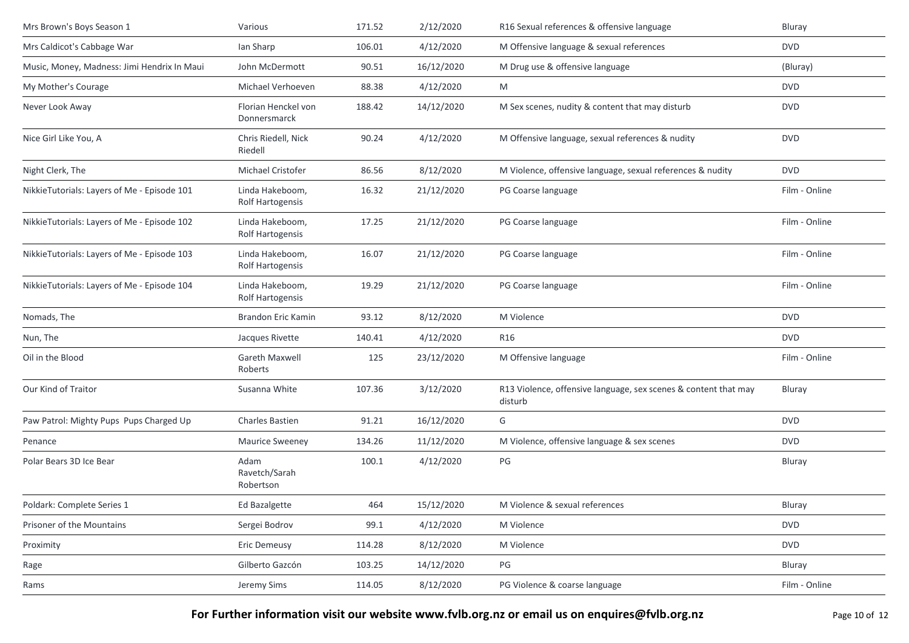| | | | | | |
|---|---|---|---|---|---|
| Mrs Brown's Boys Season 1 | Various | 171.52 | 2/12/2020 | R16 Sexual references & offensive language | Bluray |
| Mrs Caldicot's Cabbage War | Ian Sharp | 106.01 | 4/12/2020 | M Offensive language & sexual references | DVD |
| Music, Money, Madness: Jimi Hendrix In Maui | John McDermott | 90.51 | 16/12/2020 | M Drug use & offensive language | (Bluray) |
| My Mother's Courage | Michael Verhoeven | 88.38 | 4/12/2020 | M | DVD |
| Never Look Away | Florian Henckel von Donnersmarck | 188.42 | 14/12/2020 | M Sex scenes, nudity & content that may disturb | DVD |
| Nice Girl Like You, A | Chris Riedell, Nick Riedell | 90.24 | 4/12/2020 | M Offensive language, sexual references & nudity | DVD |
| Night Clerk, The | Michael Cristofer | 86.56 | 8/12/2020 | M Violence, offensive language, sexual references & nudity | DVD |
| NikkieTutorials: Layers of Me - Episode 101 | Linda Hakeboom, Rolf Hartogensis | 16.32 | 21/12/2020 | PG Coarse language | Film - Online |
| NikkieTutorials: Layers of Me - Episode 102 | Linda Hakeboom, Rolf Hartogensis | 17.25 | 21/12/2020 | PG Coarse language | Film - Online |
| NikkieTutorials: Layers of Me - Episode 103 | Linda Hakeboom, Rolf Hartogensis | 16.07 | 21/12/2020 | PG Coarse language | Film - Online |
| NikkieTutorials: Layers of Me - Episode 104 | Linda Hakeboom, Rolf Hartogensis | 19.29 | 21/12/2020 | PG Coarse language | Film - Online |
| Nomads, The | Brandon Eric Kamin | 93.12 | 8/12/2020 | M Violence | DVD |
| Nun, The | Jacques Rivette | 140.41 | 4/12/2020 | R16 | DVD |
| Oil in the Blood | Gareth Maxwell Roberts | 125 | 23/12/2020 | M Offensive language | Film - Online |
| Our Kind of Traitor | Susanna White | 107.36 | 3/12/2020 | R13 Violence, offensive language, sex scenes & content that may disturb | Bluray |
| Paw Patrol: Mighty Pups Pups Charged Up | Charles Bastien | 91.21 | 16/12/2020 | G | DVD |
| Penance | Maurice Sweeney | 134.26 | 11/12/2020 | M Violence, offensive language & sex scenes | DVD |
| Polar Bears 3D Ice Bear | Adam Ravetch/Sarah Robertson | 100.1 | 4/12/2020 | PG | Bluray |
| Poldark: Complete Series 1 | Ed Bazalgette | 464 | 15/12/2020 | M Violence & sexual references | Bluray |
| Prisoner of the Mountains | Sergei Bodrov | 99.1 | 4/12/2020 | M Violence | DVD |
| Proximity | Eric Demeusy | 114.28 | 8/12/2020 | M Violence | DVD |
| Rage | Gilberto Gazcón | 103.25 | 14/12/2020 | PG | Bluray |
| Rams | Jeremy Sims | 114.05 | 8/12/2020 | PG Violence & coarse language | Film - Online |

**For Further information visit our website www.fvlb.org.nz or email us on enquires@fvlb.org.nz**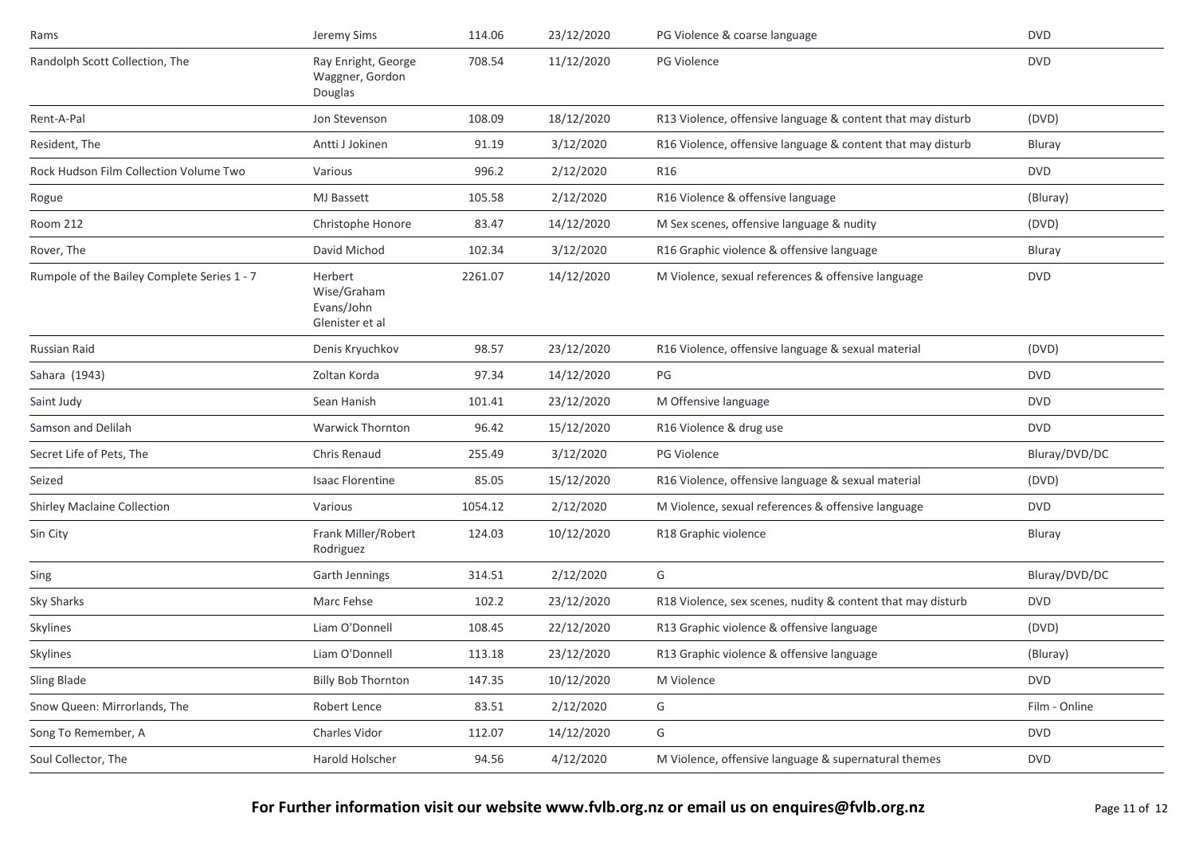| | | | | | |
|---|---|---|---|---|---|
| Rams | Jeremy Sims | 114.06 | 23/12/2020 | PG Violence & coarse language | DVD |
| Randolph Scott Collection, The | Ray Enright, George Waggner, Gordon Douglas | 708.54 | 11/12/2020 | PG Violence | DVD |
| Rent-A-Pal | Jon Stevenson | 108.09 | 18/12/2020 | R13 Violence, offensive language & content that may disturb | (DVD) |
| Resident, The | Antti J Jokinen | 91.19 | 3/12/2020 | R16 Violence, offensive language & content that may disturb | Bluray |
| Rock Hudson Film Collection Volume Two | Various | 996.2 | 2/12/2020 | R16 | DVD |
| Rogue | MJ Bassett | 105.58 | 2/12/2020 | R16 Violence & offensive language | (Bluray) |
| Room 212 | Christophe Honore | 83.47 | 14/12/2020 | M Sex scenes, offensive language & nudity | (DVD) |
| Rover, The | David Michod | 102.34 | 3/12/2020 | R16 Graphic violence & offensive language | Bluray |
| Rumpole of the Bailey Complete Series 1 - 7 | Herbert Wise/Graham Evans/John Glenister et al | 2261.07 | 14/12/2020 | M Violence, sexual references & offensive language | DVD |
| Russian Raid | Denis Kryuchkov | 98.57 | 23/12/2020 | R16 Violence, offensive language & sexual material | (DVD) |
| Sahara (1943) | Zoltan Korda | 97.34 | 14/12/2020 | PG | DVD |
| Saint Judy | Sean Hanish | 101.41 | 23/12/2020 | M Offensive language | DVD |
| Samson and Delilah | Warwick Thornton | 96.42 | 15/12/2020 | R16 Violence & drug use | DVD |
| Secret Life of Pets, The | Chris Renaud | 255.49 | 3/12/2020 | PG Violence | Bluray/DVD/DC |
| Seized | Isaac Florentine | 85.05 | 15/12/2020 | R16 Violence, offensive language & sexual material | (DVD) |
| Shirley Maclaine Collection | Various | 1054.12 | 2/12/2020 | M Violence, sexual references & offensive language | DVD |
| Sin City | Frank Miller/Robert Rodriguez | 124.03 | 10/12/2020 | R18 Graphic violence | Bluray |
| Sing | Garth Jennings | 314.51 | 2/12/2020 | G | Bluray/DVD/DC |
| Sky Sharks | Marc Fehse | 102.2 | 23/12/2020 | R18 Violence, sex scenes, nudity & content that may disturb | DVD |
| Skylines | Liam O'Donnell | 108.45 | 22/12/2020 | R13 Graphic violence & offensive language | (DVD) |
| Skylines | Liam O'Donnell | 113.18 | 23/12/2020 | R13 Graphic violence & offensive language | (Bluray) |
| Sling Blade | Billy Bob Thornton | 147.35 | 10/12/2020 | M Violence | DVD |
| Snow Queen: Mirrorlands, The | Robert Lence | 83.51 | 2/12/2020 | G | Film - Online |
| Song To Remember, A | Charles Vidor | 112.07 | 14/12/2020 | G | DVD |
| Soul Collector, The | Harold Holscher | 94.56 | 4/12/2020 | M Violence, offensive language & supernatural themes | DVD |

**For Further information visit our website www.fvlb.org.nz or email us on enquires@fvlb.org.nz**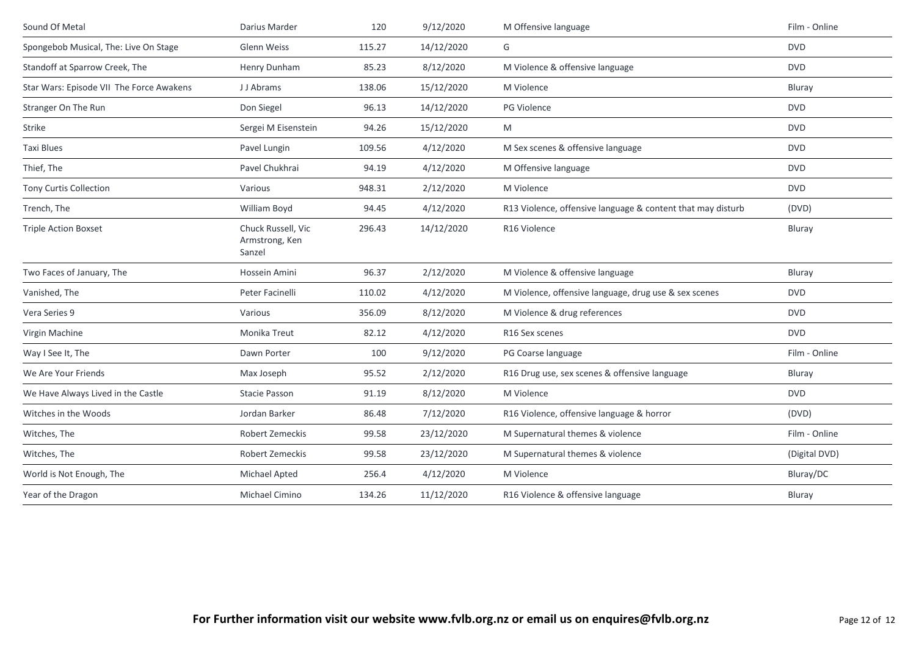| | | | | | |
|---|---|---|---|---|---|
| Sound Of Metal | Darius Marder | 120 | 9/12/2020 | M Offensive language | Film - Online |
| Spongebob Musical, The: Live On Stage | Glenn Weiss | 115.27 | 14/12/2020 | G | DVD |
| Standoff at Sparrow Creek, The | Henry Dunham | 85.23 | 8/12/2020 | M Violence & offensive language | DVD |
| Star Wars: Episode VII The Force Awakens | J J Abrams | 138.06 | 15/12/2020 | M Violence | Bluray |
| Stranger On The Run | Don Siegel | 96.13 | 14/12/2020 | PG Violence | DVD |
| Strike | Sergei M Eisenstein | 94.26 | 15/12/2020 | M | DVD |
| Taxi Blues | Pavel Lungin | 109.56 | 4/12/2020 | M Sex scenes & offensive language | DVD |
| Thief, The | Pavel Chukhrai | 94.19 | 4/12/2020 | M Offensive language | DVD |
| Tony Curtis Collection | Various | 948.31 | 2/12/2020 | M Violence | DVD |
| Trench, The | William Boyd | 94.45 | 4/12/2020 | R13 Violence, offensive language & content that may disturb | (DVD) |
| Triple Action Boxset | Chuck Russell, Vic Armstrong, Ken Sanzel | 296.43 | 14/12/2020 | R16 Violence | Bluray |
| Two Faces of January, The | Hossein Amini | 96.37 | 2/12/2020 | M Violence & offensive language | Bluray |
| Vanished, The | Peter Facinelli | 110.02 | 4/12/2020 | M Violence, offensive language, drug use & sex scenes | DVD |
| Vera Series 9 | Various | 356.09 | 8/12/2020 | M Violence & drug references | DVD |
| Virgin Machine | Monika Treut | 82.12 | 4/12/2020 | R16 Sex scenes | DVD |
| Way I See It, The | Dawn Porter | 100 | 9/12/2020 | PG Coarse language | Film - Online |
| We Are Your Friends | Max Joseph | 95.52 | 2/12/2020 | R16 Drug use, sex scenes & offensive language | Bluray |
| We Have Always Lived in the Castle | Stacie Passon | 91.19 | 8/12/2020 | M Violence | DVD |
| Witches in the Woods | Jordan Barker | 86.48 | 7/12/2020 | R16 Violence, offensive language & horror | (DVD) |
| Witches, The | Robert Zemeckis | 99.58 | 23/12/2020 | M Supernatural themes & violence | Film - Online |
| Witches, The | Robert Zemeckis | 99.58 | 23/12/2020 | M Supernatural themes & violence | (Digital DVD) |
| World is Not Enough, The | Michael Apted | 256.4 | 4/12/2020 | M Violence | Bluray/DC |
| Year of the Dragon | Michael Cimino | 134.26 | 11/12/2020 | R16 Violence & offensive language | Bluray |

**For Further information visit our website www.fvlb.org.nz or email us on enquires@fvlb.org.nz**